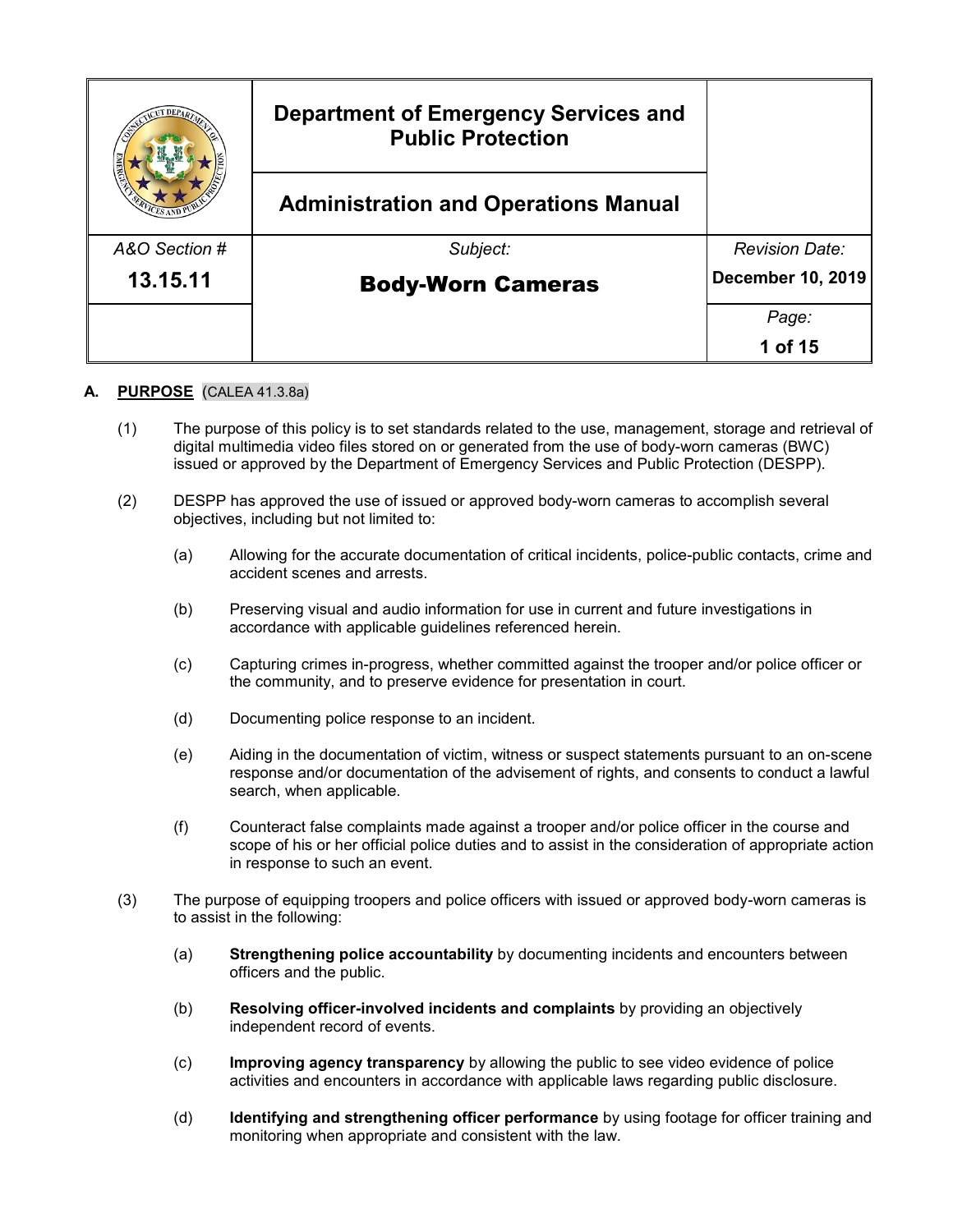| | Department of Emergency Services and Public Protection | |
|---|---|---|
| | Administration and Operations Manual | |
| *A&O Section #* | *Subject:* | *Revision Date:* |
| **13.15.11** | **Body-Worn Cameras** | **December 10, 2019** |

## A. PURPOSE (CALEA 41.3.8a)

(1) The purpose of this policy is to set standards related to the use, management, storage and retrieval of digital multimedia video files stored on or generated from the use of body-worn cameras (BWC) issued or approved by the Department of Emergency Services and Public Protection (DESPP).

(2) DESPP has approved the use of issued or approved body-worn cameras to accomplish several objectives, including but not limited to:

- (a) Allowing for the accurate documentation of critical incidents, police-public contacts, crime and accident scenes and arrests.
- (b) Preserving visual and audio information for use in current and future investigations in accordance with applicable guidelines referenced herein.
- (c) Capturing crimes in-progress, whether committed against the trooper and/or police officer or the community, and to preserve evidence for presentation in court.
- (d) Documenting police response to an incident.
- (e) Aiding in the documentation of victim, witness or suspect statements pursuant to an on-scene response and/or documentation of the advisement of rights, and consents to conduct a lawful search, when applicable.
- (f) Counteract false complaints made against a trooper and/or police officer in the course and scope of his or her official police duties and to assist in the consideration of appropriate action in response to such an event.

(3) The purpose of equipping troopers and police officers with issued or approved body-worn cameras is to assist in the following:

- (a) **Strengthening police accountability** by documenting incidents and encounters between officers and the public.
- (b) **Resolving officer-involved incidents and complaints** by providing an objectively independent record of events.
- (c) **Improving agency transparency** by allowing the public to see video evidence of police activities and encounters in accordance with applicable laws regarding public disclosure.
- (d) **Identifying and strengthening officer performance** by using footage for officer training and monitoring when appropriate and consistent with the law.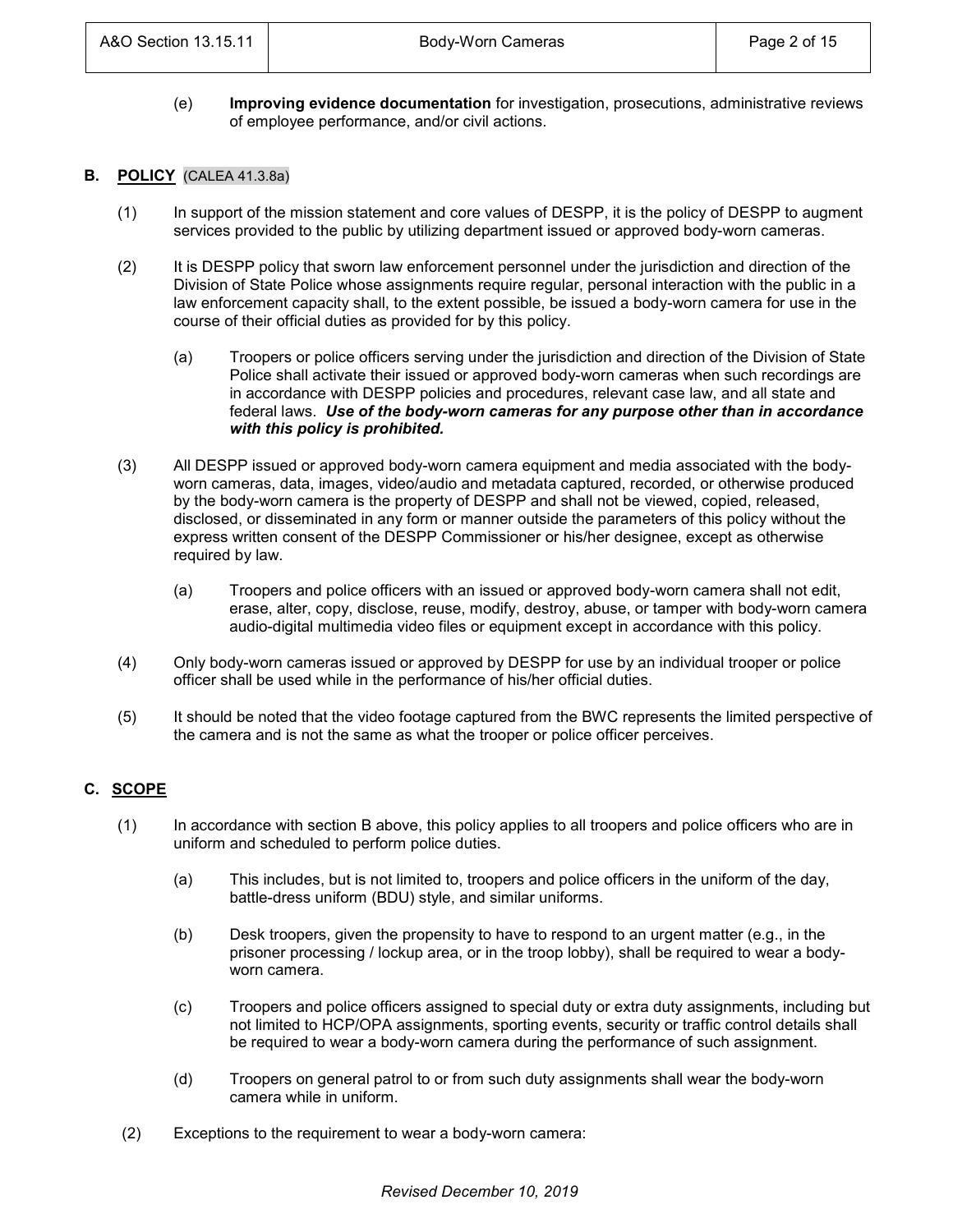(e) **Improving evidence documentation** for investigation, prosecutions, administrative reviews of employee performance, and/or civil actions.

## B. POLICY (CALEA 41.3.8a)

(1) In support of the mission statement and core values of DESPP, it is the policy of DESPP to augment services provided to the public by utilizing department issued or approved body-worn cameras.

(2) It is DESPP policy that sworn law enforcement personnel under the jurisdiction and direction of the Division of State Police whose assignments require regular, personal interaction with the public in a law enforcement capacity shall, to the extent possible, be issued a body-worn camera for use in the course of their official duties as provided for by this policy.

(a) Troopers or police officers serving under the jurisdiction and direction of the Division of State Police shall activate their issued or approved body-worn cameras when such recordings are in accordance with DESPP policies and procedures, relevant case law, and all state and federal laws. ***Use of the body-worn cameras for any purpose other than in accordance with this policy is prohibited.***

(3) All DESPP issued or approved body-worn camera equipment and media associated with the body-worn cameras, data, images, video/audio and metadata captured, recorded, or otherwise produced by the body-worn camera is the property of DESPP and shall not be viewed, copied, released, disclosed, or disseminated in any form or manner outside the parameters of this policy without the express written consent of the DESPP Commissioner or his/her designee, except as otherwise required by law.

(a) Troopers and police officers with an issued or approved body-worn camera shall not edit, erase, alter, copy, disclose, reuse, modify, destroy, abuse, or tamper with body-worn camera audio-digital multimedia video files or equipment except in accordance with this policy.

(4) Only body-worn cameras issued or approved by DESPP for use by an individual trooper or police officer shall be used while in the performance of his/her official duties.

(5) It should be noted that the video footage captured from the BWC represents the limited perspective of the camera and is not the same as what the trooper or police officer perceives.

## C. SCOPE

(1) In accordance with section B above, this policy applies to all troopers and police officers who are in uniform and scheduled to perform police duties.

(a) This includes, but is not limited to, troopers and police officers in the uniform of the day, battle-dress uniform (BDU) style, and similar uniforms.

(b) Desk troopers, given the propensity to have to respond to an urgent matter (e.g., in the prisoner processing / lockup area, or in the troop lobby), shall be required to wear a body-worn camera.

(c) Troopers and police officers assigned to special duty or extra duty assignments, including but not limited to HCP/OPA assignments, sporting events, security or traffic control details shall be required to wear a body-worn camera during the performance of such assignment.

(d) Troopers on general patrol to or from such duty assignments shall wear the body-worn camera while in uniform.

(2) Exceptions to the requirement to wear a body-worn camera: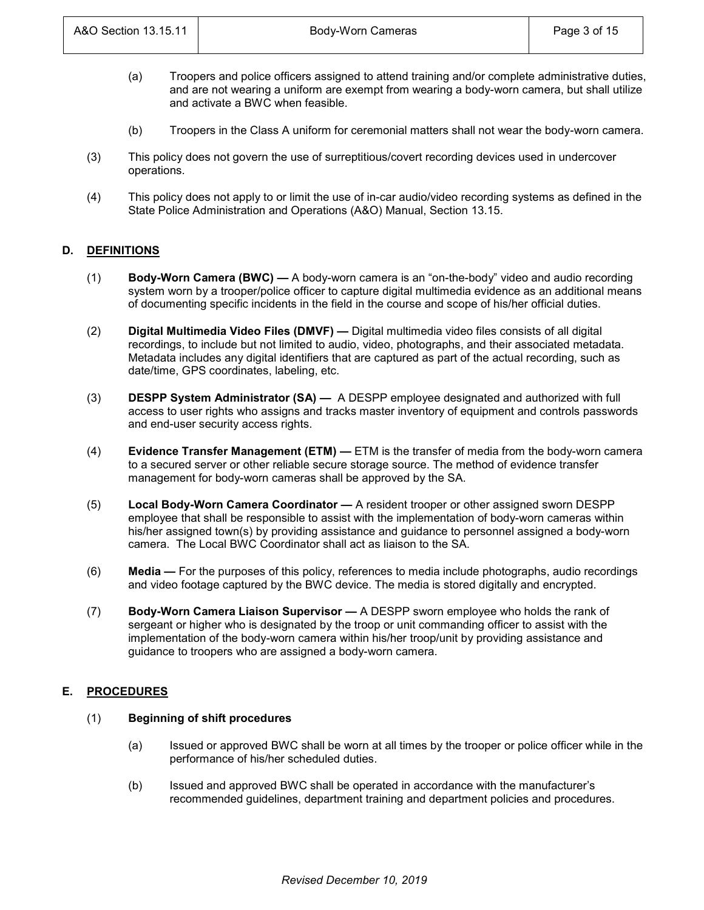(a) Troopers and police officers assigned to attend training and/or complete administrative duties, and are not wearing a uniform are exempt from wearing a body-worn camera, but shall utilize and activate a BWC when feasible.

(b) Troopers in the Class A uniform for ceremonial matters shall not wear the body-worn camera.

(3) This policy does not govern the use of surreptitious/covert recording devices used in undercover operations.

(4) This policy does not apply to or limit the use of in-car audio/video recording systems as defined in the State Police Administration and Operations (A&O) Manual, Section 13.15.

## D. DEFINITIONS

(1) **Body-Worn Camera (BWC) —** A body-worn camera is an "on-the-body" video and audio recording system worn by a trooper/police officer to capture digital multimedia evidence as an additional means of documenting specific incidents in the field in the course and scope of his/her official duties.

(2) **Digital Multimedia Video Files (DMVF) —** Digital multimedia video files consists of all digital recordings, to include but not limited to audio, video, photographs, and their associated metadata. Metadata includes any digital identifiers that are captured as part of the actual recording, such as date/time, GPS coordinates, labeling, etc.

(3) **DESPP System Administrator (SA) —** A DESPP employee designated and authorized with full access to user rights who assigns and tracks master inventory of equipment and controls passwords and end-user security access rights.

(4) **Evidence Transfer Management (ETM) —** ETM is the transfer of media from the body-worn camera to a secured server or other reliable secure storage source. The method of evidence transfer management for body-worn cameras shall be approved by the SA.

(5) **Local Body-Worn Camera Coordinator —** A resident trooper or other assigned sworn DESPP employee that shall be responsible to assist with the implementation of body-worn cameras within his/her assigned town(s) by providing assistance and guidance to personnel assigned a body-worn camera. The Local BWC Coordinator shall act as liaison to the SA.

(6) **Media —** For the purposes of this policy, references to media include photographs, audio recordings and video footage captured by the BWC device. The media is stored digitally and encrypted.

(7) **Body-Worn Camera Liaison Supervisor —** A DESPP sworn employee who holds the rank of sergeant or higher who is designated by the troop or unit commanding officer to assist with the implementation of the body-worn camera within his/her troop/unit by providing assistance and guidance to troopers who are assigned a body-worn camera.

## E. PROCEDURES

(1) **Beginning of shift procedures**

(a) Issued or approved BWC shall be worn at all times by the trooper or police officer while in the performance of his/her scheduled duties.

(b) Issued and approved BWC shall be operated in accordance with the manufacturer's recommended guidelines, department training and department policies and procedures.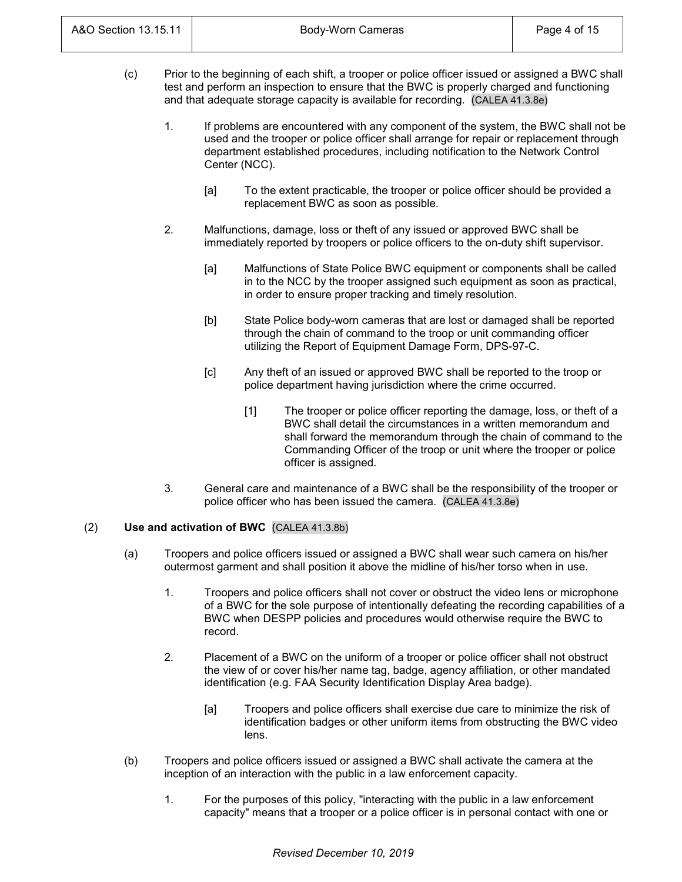(c) Prior to the beginning of each shift, a trooper or police officer issued or assigned a BWC shall test and perform an inspection to ensure that the BWC is properly charged and functioning and that adequate storage capacity is available for recording. (CALEA 41.3.8e)

1. If problems are encountered with any component of the system, the BWC shall not be used and the trooper or police officer shall arrange for repair or replacement through department established procedures, including notification to the Network Control Center (NCC).

   [a] To the extent practicable, the trooper or police officer should be provided a replacement BWC as soon as possible.

2. Malfunctions, damage, loss or theft of any issued or approved BWC shall be immediately reported by troopers or police officers to the on-duty shift supervisor.

   [a] Malfunctions of State Police BWC equipment or components shall be called in to the NCC by the trooper assigned such equipment as soon as practical, in order to ensure proper tracking and timely resolution.

   [b] State Police body-worn cameras that are lost or damaged shall be reported through the chain of command to the troop or unit commanding officer utilizing the Report of Equipment Damage Form, DPS-97-C.

   [c] Any theft of an issued or approved BWC shall be reported to the troop or police department having jurisdiction where the crime occurred.

      [1] The trooper or police officer reporting the damage, loss, or theft of a BWC shall detail the circumstances in a written memorandum and shall forward the memorandum through the chain of command to the Commanding Officer of the troop or unit where the trooper or police officer is assigned.

3. General care and maintenance of a BWC shall be the responsibility of the trooper or police officer who has been issued the camera. (CALEA 41.3.8e)

(2) **Use and activation of BWC** (CALEA 41.3.8b)

(a) Troopers and police officers issued or assigned a BWC shall wear such camera on his/her outermost garment and shall position it above the midline of his/her torso when in use.

1. Troopers and police officers shall not cover or obstruct the video lens or microphone of a BWC for the sole purpose of intentionally defeating the recording capabilities of a BWC when DESPP policies and procedures would otherwise require the BWC to record.

2. Placement of a BWC on the uniform of a trooper or police officer shall not obstruct the view of or cover his/her name tag, badge, agency affiliation, or other mandated identification (e.g. FAA Security Identification Display Area badge).

   [a] Troopers and police officers shall exercise due care to minimize the risk of identification badges or other uniform items from obstructing the BWC video lens.

(b) Troopers and police officers issued or assigned a BWC shall activate the camera at the inception of an interaction with the public in a law enforcement capacity.

1. For the purposes of this policy, "interacting with the public in a law enforcement capacity" means that a trooper or a police officer is in personal contact with one or

*Revised December 10, 2019*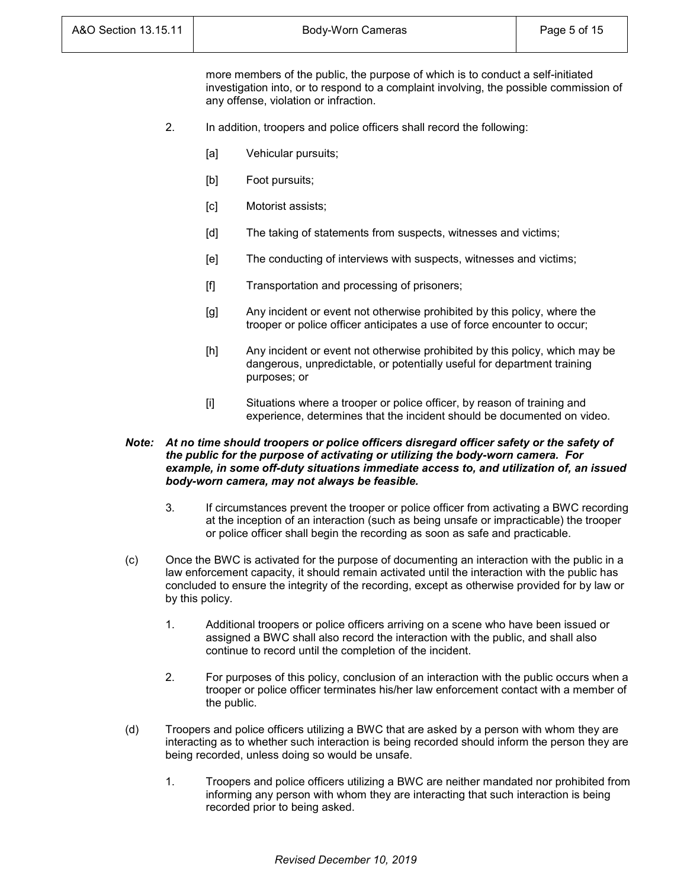more members of the public, the purpose of which is to conduct a self-initiated investigation into, or to respond to a complaint involving, the possible commission of any offense, violation or infraction.

2. In addition, troopers and police officers shall record the following:

   [a] Vehicular pursuits;

   [b] Foot pursuits;

   [c] Motorist assists;

   [d] The taking of statements from suspects, witnesses and victims;

   [e] The conducting of interviews with suspects, witnesses and victims;

   [f] Transportation and processing of prisoners;

   [g] Any incident or event not otherwise prohibited by this policy, where the trooper or police officer anticipates a use of force encounter to occur;

   [h] Any incident or event not otherwise prohibited by this policy, which may be dangerous, unpredictable, or potentially useful for department training purposes; or

   [i] Situations where a trooper or police officer, by reason of training and experience, determines that the incident should be documented on video.

***Note: At no time should troopers or police officers disregard officer safety or the safety of the public for the purpose of activating or utilizing the body-worn camera. For example, in some off-duty situations immediate access to, and utilization of, an issued body-worn camera, may not always be feasible.***

3. If circumstances prevent the trooper or police officer from activating a BWC recording at the inception of an interaction (such as being unsafe or impracticable) the trooper or police officer shall begin the recording as soon as safe and practicable.

(c) Once the BWC is activated for the purpose of documenting an interaction with the public in a law enforcement capacity, it should remain activated until the interaction with the public has concluded to ensure the integrity of the recording, except as otherwise provided for by law or by this policy.

1. Additional troopers or police officers arriving on a scene who have been issued or assigned a BWC shall also record the interaction with the public, and shall also continue to record until the completion of the incident.

2. For purposes of this policy, conclusion of an interaction with the public occurs when a trooper or police officer terminates his/her law enforcement contact with a member of the public.

(d) Troopers and police officers utilizing a BWC that are asked by a person with whom they are interacting as to whether such interaction is being recorded should inform the person they are being recorded, unless doing so would be unsafe.

1. Troopers and police officers utilizing a BWC are neither mandated nor prohibited from informing any person with whom they are interacting that such interaction is being recorded prior to being asked.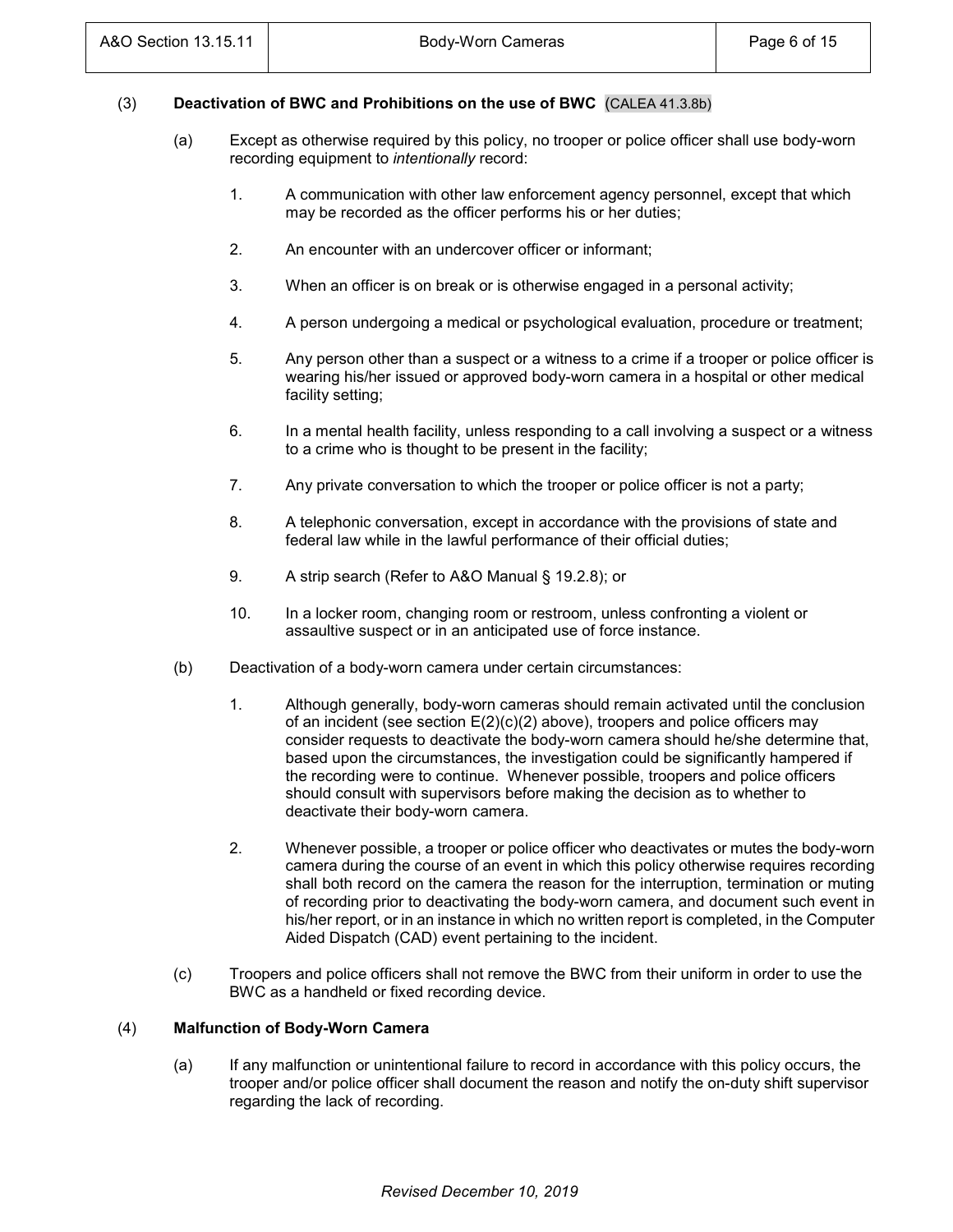(3) **Deactivation of BWC and Prohibitions on the use of BWC** (CALEA 41.3.8b)

(a) Except as otherwise required by this policy, no trooper or police officer shall use body-worn recording equipment to *intentionally* record:

1. A communication with other law enforcement agency personnel, except that which may be recorded as the officer performs his or her duties;

2. An encounter with an undercover officer or informant;

3. When an officer is on break or is otherwise engaged in a personal activity;

4. A person undergoing a medical or psychological evaluation, procedure or treatment;

5. Any person other than a suspect or a witness to a crime if a trooper or police officer is wearing his/her issued or approved body-worn camera in a hospital or other medical facility setting;

6. In a mental health facility, unless responding to a call involving a suspect or a witness to a crime who is thought to be present in the facility;

7. Any private conversation to which the trooper or police officer is not a party;

8. A telephonic conversation, except in accordance with the provisions of state and federal law while in the lawful performance of their official duties;

9. A strip search (Refer to A&O Manual § 19.2.8); or

10. In a locker room, changing room or restroom, unless confronting a violent or assaultive suspect or in an anticipated use of force instance.

(b) Deactivation of a body-worn camera under certain circumstances:

1. Although generally, body-worn cameras should remain activated until the conclusion of an incident (see section E(2)(c)(2) above), troopers and police officers may consider requests to deactivate the body-worn camera should he/she determine that, based upon the circumstances, the investigation could be significantly hampered if the recording were to continue. Whenever possible, troopers and police officers should consult with supervisors before making the decision as to whether to deactivate their body-worn camera.

2. Whenever possible, a trooper or police officer who deactivates or mutes the body-worn camera during the course of an event in which this policy otherwise requires recording shall both record on the camera the reason for the interruption, termination or muting of recording prior to deactivating the body-worn camera, and document such event in his/her report, or in an instance in which no written report is completed, in the Computer Aided Dispatch (CAD) event pertaining to the incident.

(c) Troopers and police officers shall not remove the BWC from their uniform in order to use the BWC as a handheld or fixed recording device.

(4) **Malfunction of Body-Worn Camera**

(a) If any malfunction or unintentional failure to record in accordance with this policy occurs, the trooper and/or police officer shall document the reason and notify the on-duty shift supervisor regarding the lack of recording.

*Revised December 10, 2019*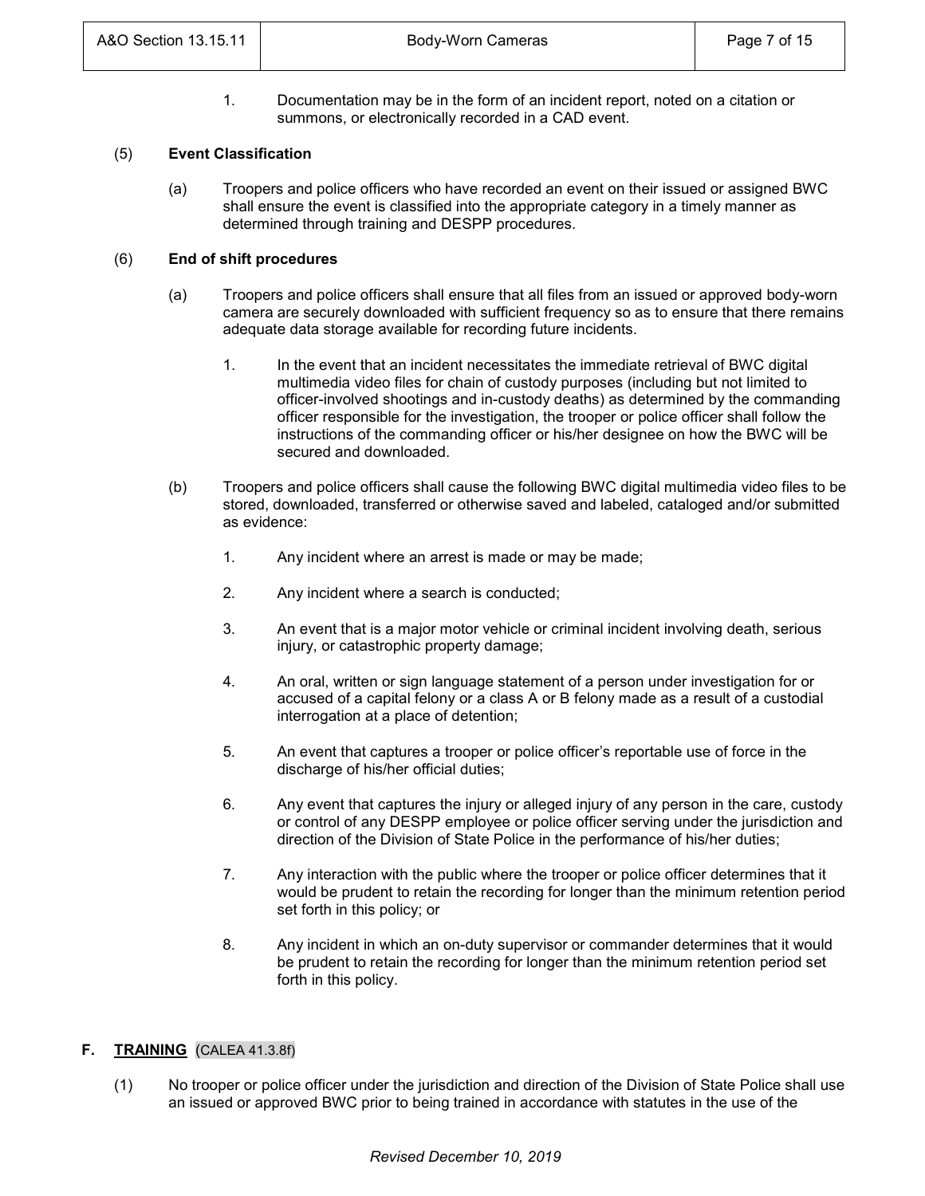1. Documentation may be in the form of an incident report, noted on a citation or summons, or electronically recorded in a CAD event.

(5) **Event Classification**

(a) Troopers and police officers who have recorded an event on their issued or assigned BWC shall ensure the event is classified into the appropriate category in a timely manner as determined through training and DESPP procedures.

(6) **End of shift procedures**

(a) Troopers and police officers shall ensure that all files from an issued or approved body-worn camera are securely downloaded with sufficient frequency so as to ensure that there remains adequate data storage available for recording future incidents.

1. In the event that an incident necessitates the immediate retrieval of BWC digital multimedia video files for chain of custody purposes (including but not limited to officer-involved shootings and in-custody deaths) as determined by the commanding officer responsible for the investigation, the trooper or police officer shall follow the instructions of the commanding officer or his/her designee on how the BWC will be secured and downloaded.

(b) Troopers and police officers shall cause the following BWC digital multimedia video files to be stored, downloaded, transferred or otherwise saved and labeled, cataloged and/or submitted as evidence:

1. Any incident where an arrest is made or may be made;
2. Any incident where a search is conducted;
3. An event that is a major motor vehicle or criminal incident involving death, serious injury, or catastrophic property damage;
4. An oral, written or sign language statement of a person under investigation for or accused of a capital felony or a class A or B felony made as a result of a custodial interrogation at a place of detention;
5. An event that captures a trooper or police officer's reportable use of force in the discharge of his/her official duties;
6. Any event that captures the injury or alleged injury of any person in the care, custody or control of any DESPP employee or police officer serving under the jurisdiction and direction of the Division of State Police in the performance of his/her duties;
7. Any interaction with the public where the trooper or police officer determines that it would be prudent to retain the recording for longer than the minimum retention period set forth in this policy; or
8. Any incident in which an on-duty supervisor or commander determines that it would be prudent to retain the recording for longer than the minimum retention period set forth in this policy.

## F. <u>TRAINING</u> (CALEA 41.3.8f)

(1) No trooper or police officer under the jurisdiction and direction of the Division of State Police shall use an issued or approved BWC prior to being trained in accordance with statutes in the use of the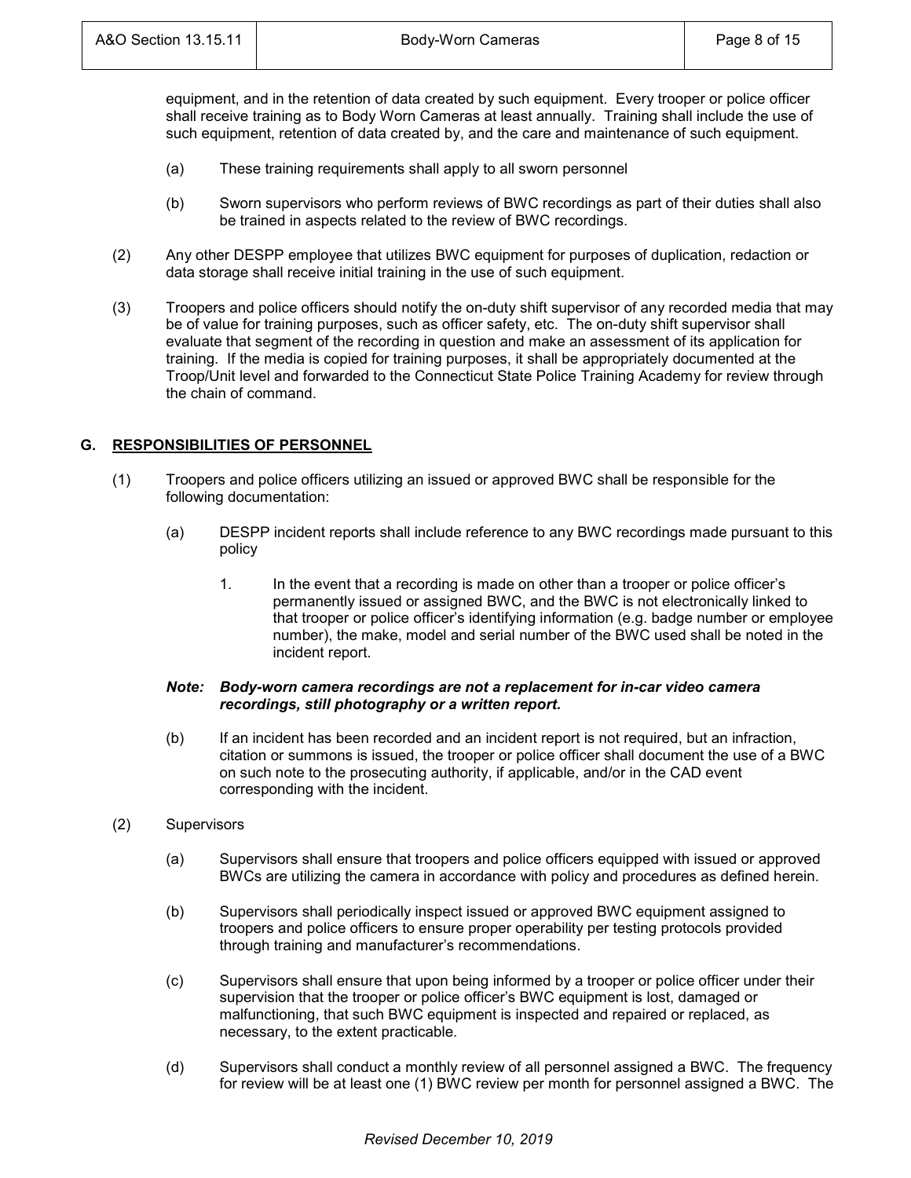equipment, and in the retention of data created by such equipment. Every trooper or police officer shall receive training as to Body Worn Cameras at least annually. Training shall include the use of such equipment, retention of data created by, and the care and maintenance of such equipment.

(a) These training requirements shall apply to all sworn personnel

(b) Sworn supervisors who perform reviews of BWC recordings as part of their duties shall also be trained in aspects related to the review of BWC recordings.

(2) Any other DESPP employee that utilizes BWC equipment for purposes of duplication, redaction or data storage shall receive initial training in the use of such equipment.

(3) Troopers and police officers should notify the on-duty shift supervisor of any recorded media that may be of value for training purposes, such as officer safety, etc. The on-duty shift supervisor shall evaluate that segment of the recording in question and make an assessment of its application for training. If the media is copied for training purposes, it shall be appropriately documented at the Troop/Unit level and forwarded to the Connecticut State Police Training Academy for review through the chain of command.

## G. RESPONSIBILITIES OF PERSONNEL

(1) Troopers and police officers utilizing an issued or approved BWC shall be responsible for the following documentation:

(a) DESPP incident reports shall include reference to any BWC recordings made pursuant to this policy

1. In the event that a recording is made on other than a trooper or police officer's permanently issued or assigned BWC, and the BWC is not electronically linked to that trooper or police officer's identifying information (e.g. badge number or employee number), the make, model and serial number of the BWC used shall be noted in the incident report.

***Note: Body-worn camera recordings are not a replacement for in-car video camera recordings, still photography or a written report.***

(b) If an incident has been recorded and an incident report is not required, but an infraction, citation or summons is issued, the trooper or police officer shall document the use of a BWC on such note to the prosecuting authority, if applicable, and/or in the CAD event corresponding with the incident.

(2) Supervisors

(a) Supervisors shall ensure that troopers and police officers equipped with issued or approved BWCs are utilizing the camera in accordance with policy and procedures as defined herein.

(b) Supervisors shall periodically inspect issued or approved BWC equipment assigned to troopers and police officers to ensure proper operability per testing protocols provided through training and manufacturer's recommendations.

(c) Supervisors shall ensure that upon being informed by a trooper or police officer under their supervision that the trooper or police officer's BWC equipment is lost, damaged or malfunctioning, that such BWC equipment is inspected and repaired or replaced, as necessary, to the extent practicable.

(d) Supervisors shall conduct a monthly review of all personnel assigned a BWC. The frequency for review will be at least one (1) BWC review per month for personnel assigned a BWC. The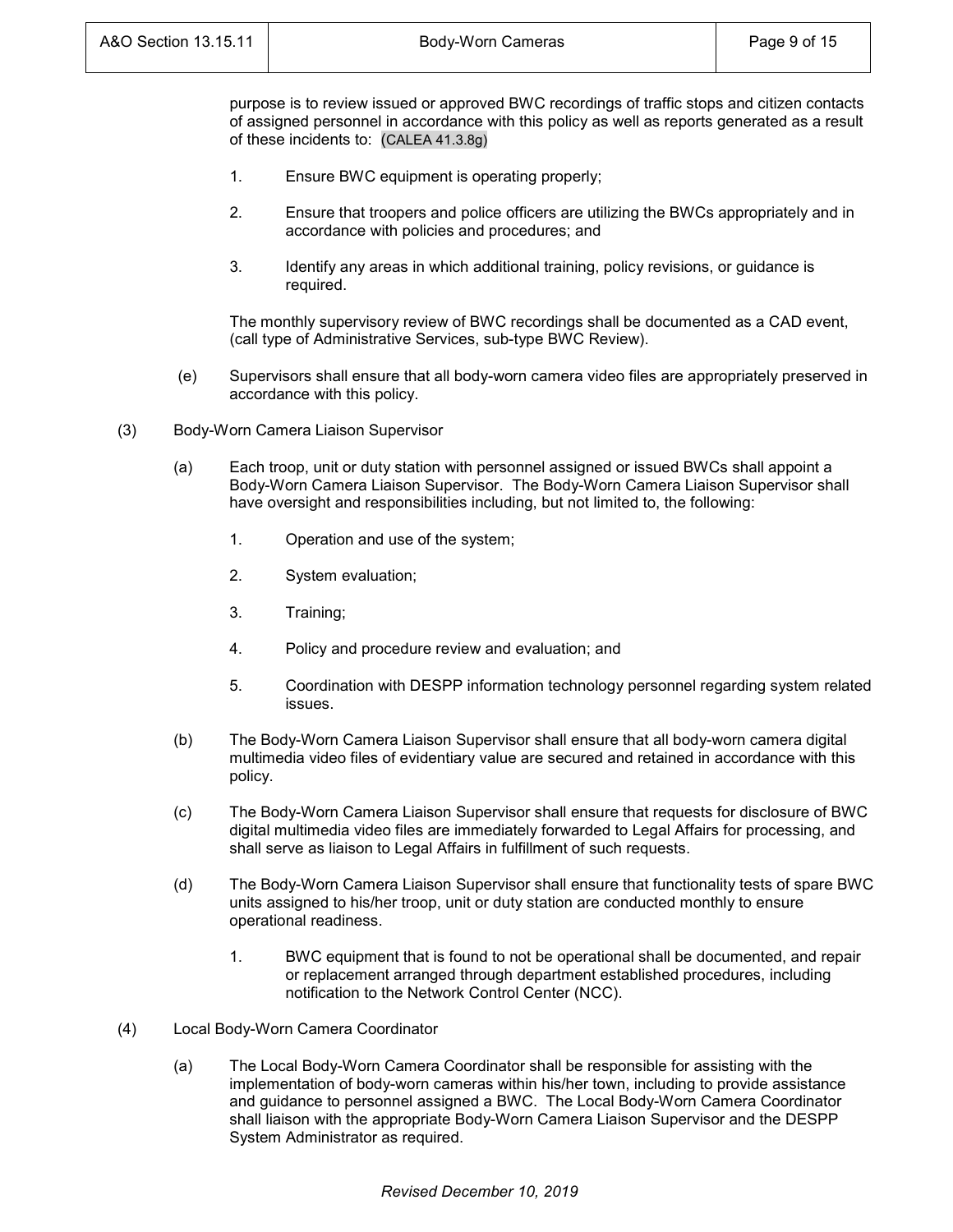purpose is to review issued or approved BWC recordings of traffic stops and citizen contacts of assigned personnel in accordance with this policy as well as reports generated as a result of these incidents to: (CALEA 41.3.8g)

1. Ensure BWC equipment is operating properly;

2. Ensure that troopers and police officers are utilizing the BWCs appropriately and in accordance with policies and procedures; and

3. Identify any areas in which additional training, policy revisions, or guidance is required.

The monthly supervisory review of BWC recordings shall be documented as a CAD event, (call type of Administrative Services, sub-type BWC Review).

(e) Supervisors shall ensure that all body-worn camera video files are appropriately preserved in accordance with this policy.

(3) Body-Worn Camera Liaison Supervisor

(a) Each troop, unit or duty station with personnel assigned or issued BWCs shall appoint a Body-Worn Camera Liaison Supervisor. The Body-Worn Camera Liaison Supervisor shall have oversight and responsibilities including, but not limited to, the following:

1. Operation and use of the system;

2. System evaluation;

3. Training;

4. Policy and procedure review and evaluation; and

5. Coordination with DESPP information technology personnel regarding system related issues.

(b) The Body-Worn Camera Liaison Supervisor shall ensure that all body-worn camera digital multimedia video files of evidentiary value are secured and retained in accordance with this policy.

(c) The Body-Worn Camera Liaison Supervisor shall ensure that requests for disclosure of BWC digital multimedia video files are immediately forwarded to Legal Affairs for processing, and shall serve as liaison to Legal Affairs in fulfillment of such requests.

(d) The Body-Worn Camera Liaison Supervisor shall ensure that functionality tests of spare BWC units assigned to his/her troop, unit or duty station are conducted monthly to ensure operational readiness.

1. BWC equipment that is found to not be operational shall be documented, and repair or replacement arranged through department established procedures, including notification to the Network Control Center (NCC).

(4) Local Body-Worn Camera Coordinator

(a) The Local Body-Worn Camera Coordinator shall be responsible for assisting with the implementation of body-worn cameras within his/her town, including to provide assistance and guidance to personnel assigned a BWC. The Local Body-Worn Camera Coordinator shall liaison with the appropriate Body-Worn Camera Liaison Supervisor and the DESPP System Administrator as required.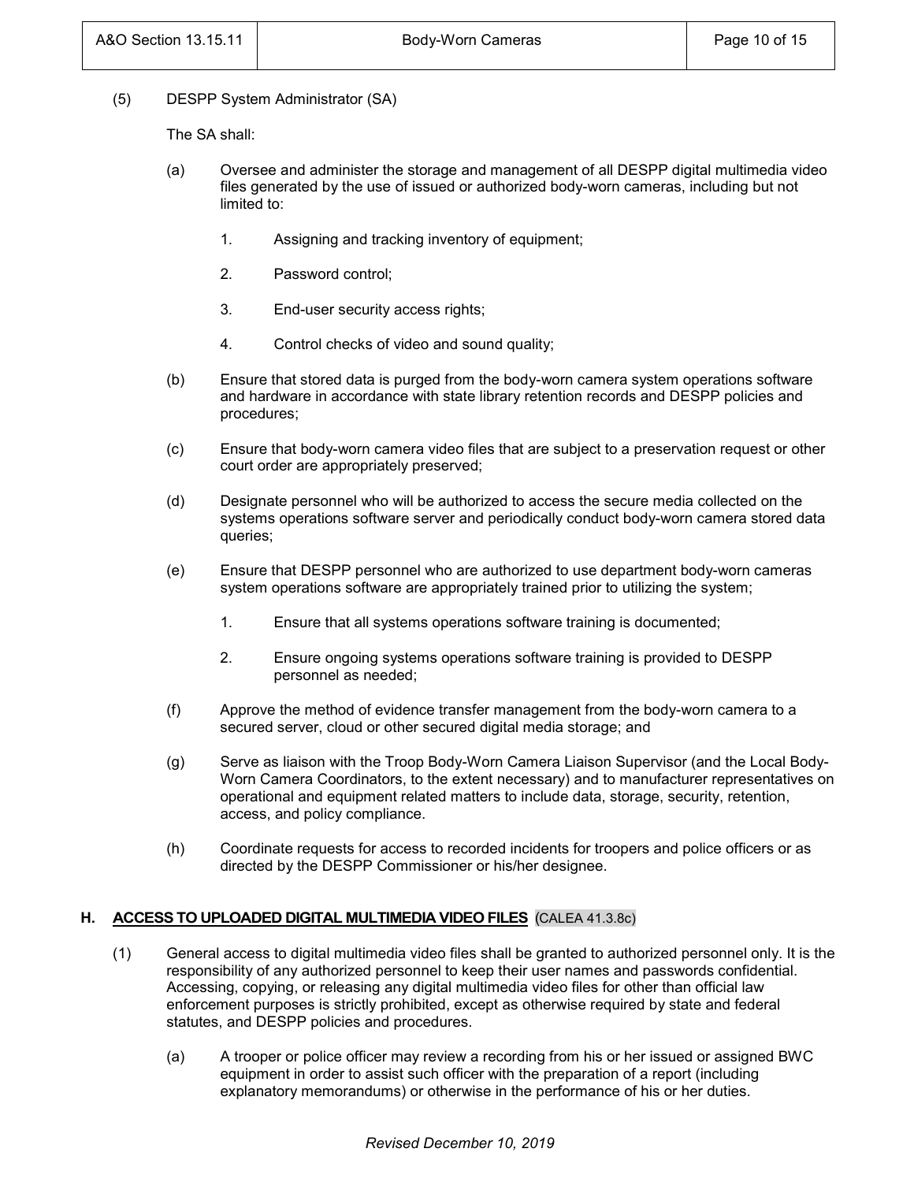(5) DESPP System Administrator (SA)

The SA shall:

(a) Oversee and administer the storage and management of all DESPP digital multimedia video files generated by the use of issued or authorized body-worn cameras, including but not limited to:

1. Assigning and tracking inventory of equipment;

2. Password control;

3. End-user security access rights;

4. Control checks of video and sound quality;

(b) Ensure that stored data is purged from the body-worn camera system operations software and hardware in accordance with state library retention records and DESPP policies and procedures;

(c) Ensure that body-worn camera video files that are subject to a preservation request or other court order are appropriately preserved;

(d) Designate personnel who will be authorized to access the secure media collected on the systems operations software server and periodically conduct body-worn camera stored data queries;

(e) Ensure that DESPP personnel who are authorized to use department body-worn cameras system operations software are appropriately trained prior to utilizing the system;

1. Ensure that all systems operations software training is documented;

2. Ensure ongoing systems operations software training is provided to DESPP personnel as needed;

(f) Approve the method of evidence transfer management from the body-worn camera to a secured server, cloud or other secured digital media storage; and

(g) Serve as liaison with the Troop Body-Worn Camera Liaison Supervisor (and the Local Body-Worn Camera Coordinators, to the extent necessary) and to manufacturer representatives on operational and equipment related matters to include data, storage, security, retention, access, and policy compliance.

(h) Coordinate requests for access to recorded incidents for troopers and police officers or as directed by the DESPP Commissioner or his/her designee.

## H. ACCESS TO UPLOADED DIGITAL MULTIMEDIA VIDEO FILES (CALEA 41.3.8c)

(1) General access to digital multimedia video files shall be granted to authorized personnel only. It is the responsibility of any authorized personnel to keep their user names and passwords confidential. Accessing, copying, or releasing any digital multimedia video files for other than official law enforcement purposes is strictly prohibited, except as otherwise required by state and federal statutes, and DESPP policies and procedures.

(a) A trooper or police officer may review a recording from his or her issued or assigned BWC equipment in order to assist such officer with the preparation of a report (including explanatory memorandums) or otherwise in the performance of his or her duties.

*Revised December 10, 2019*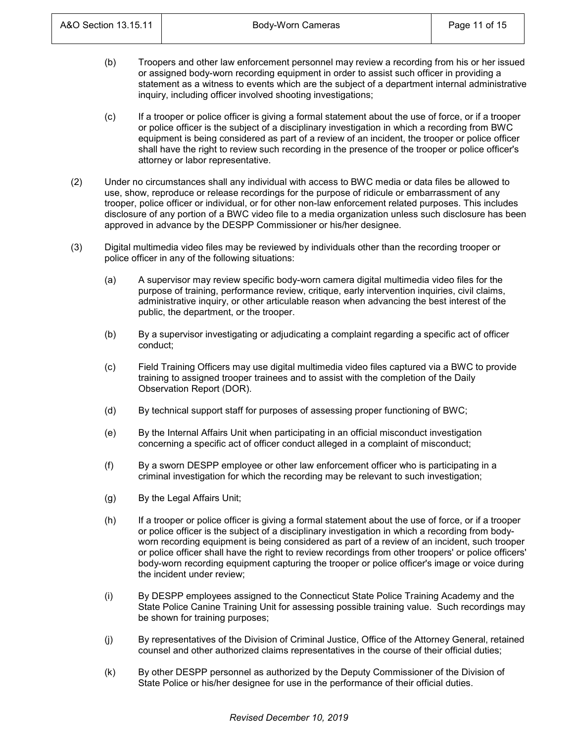(b) Troopers and other law enforcement personnel may review a recording from his or her issued or assigned body-worn recording equipment in order to assist such officer in providing a statement as a witness to events which are the subject of a department internal administrative inquiry, including officer involved shooting investigations;

(c) If a trooper or police officer is giving a formal statement about the use of force, or if a trooper or police officer is the subject of a disciplinary investigation in which a recording from BWC equipment is being considered as part of a review of an incident, the trooper or police officer shall have the right to review such recording in the presence of the trooper or police officer's attorney or labor representative.

(2) Under no circumstances shall any individual with access to BWC media or data files be allowed to use, show, reproduce or release recordings for the purpose of ridicule or embarrassment of any trooper, police officer or individual, or for other non-law enforcement related purposes. This includes disclosure of any portion of a BWC video file to a media organization unless such disclosure has been approved in advance by the DESPP Commissioner or his/her designee.

(3) Digital multimedia video files may be reviewed by individuals other than the recording trooper or police officer in any of the following situations:

(a) A supervisor may review specific body-worn camera digital multimedia video files for the purpose of training, performance review, critique, early intervention inquiries, civil claims, administrative inquiry, or other articulable reason when advancing the best interest of the public, the department, or the trooper.

(b) By a supervisor investigating or adjudicating a complaint regarding a specific act of officer conduct;

(c) Field Training Officers may use digital multimedia video files captured via a BWC to provide training to assigned trooper trainees and to assist with the completion of the Daily Observation Report (DOR).

(d) By technical support staff for purposes of assessing proper functioning of BWC;

(e) By the Internal Affairs Unit when participating in an official misconduct investigation concerning a specific act of officer conduct alleged in a complaint of misconduct;

(f) By a sworn DESPP employee or other law enforcement officer who is participating in a criminal investigation for which the recording may be relevant to such investigation;

(g) By the Legal Affairs Unit;

(h) If a trooper or police officer is giving a formal statement about the use of force, or if a trooper or police officer is the subject of a disciplinary investigation in which a recording from body-worn recording equipment is being considered as part of a review of an incident, such trooper or police officer shall have the right to review recordings from other troopers' or police officers' body-worn recording equipment capturing the trooper or police officer's image or voice during the incident under review;

(i) By DESPP employees assigned to the Connecticut State Police Training Academy and the State Police Canine Training Unit for assessing possible training value. Such recordings may be shown for training purposes;

(j) By representatives of the Division of Criminal Justice, Office of the Attorney General, retained counsel and other authorized claims representatives in the course of their official duties;

(k) By other DESPP personnel as authorized by the Deputy Commissioner of the Division of State Police or his/her designee for use in the performance of their official duties.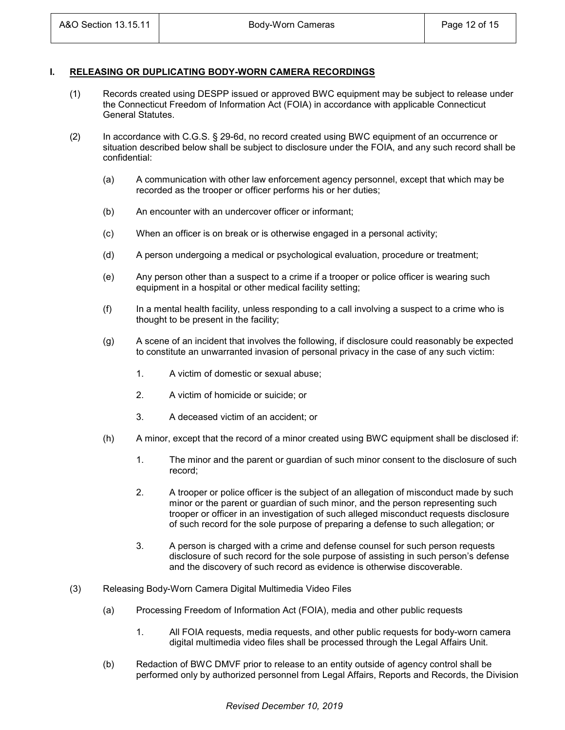## I. RELEASING OR DUPLICATING BODY-WORN CAMERA RECORDINGS

(1) Records created using DESPP issued or approved BWC equipment may be subject to release under the Connecticut Freedom of Information Act (FOIA) in accordance with applicable Connecticut General Statutes.

(2) In accordance with C.G.S. § 29-6d, no record created using BWC equipment of an occurrence or situation described below shall be subject to disclosure under the FOIA, and any such record shall be confidential:

- (a) A communication with other law enforcement agency personnel, except that which may be recorded as the trooper or officer performs his or her duties;
- (b) An encounter with an undercover officer or informant;
- (c) When an officer is on break or is otherwise engaged in a personal activity;
- (d) A person undergoing a medical or psychological evaluation, procedure or treatment;
- (e) Any person other than a suspect to a crime if a trooper or police officer is wearing such equipment in a hospital or other medical facility setting;
- (f) In a mental health facility, unless responding to a call involving a suspect to a crime who is thought to be present in the facility;
- (g) A scene of an incident that involves the following, if disclosure could reasonably be expected to constitute an unwarranted invasion of personal privacy in the case of any such victim:
  1. A victim of domestic or sexual abuse;
  2. A victim of homicide or suicide; or
  3. A deceased victim of an accident; or
- (h) A minor, except that the record of a minor created using BWC equipment shall be disclosed if:
  1. The minor and the parent or guardian of such minor consent to the disclosure of such record;
  2. A trooper or police officer is the subject of an allegation of misconduct made by such minor or the parent or guardian of such minor, and the person representing such trooper or officer in an investigation of such alleged misconduct requests disclosure of such record for the sole purpose of preparing a defense to such allegation; or
  3. A person is charged with a crime and defense counsel for such person requests disclosure of such record for the sole purpose of assisting in such person's defense and the discovery of such record as evidence is otherwise discoverable.

(3) Releasing Body-Worn Camera Digital Multimedia Video Files

- (a) Processing Freedom of Information Act (FOIA), media and other public requests
  1. All FOIA requests, media requests, and other public requests for body-worn camera digital multimedia video files shall be processed through the Legal Affairs Unit.
- (b) Redaction of BWC DMVF prior to release to an entity outside of agency control shall be performed only by authorized personnel from Legal Affairs, Reports and Records, the Division

*Revised December 10, 2019*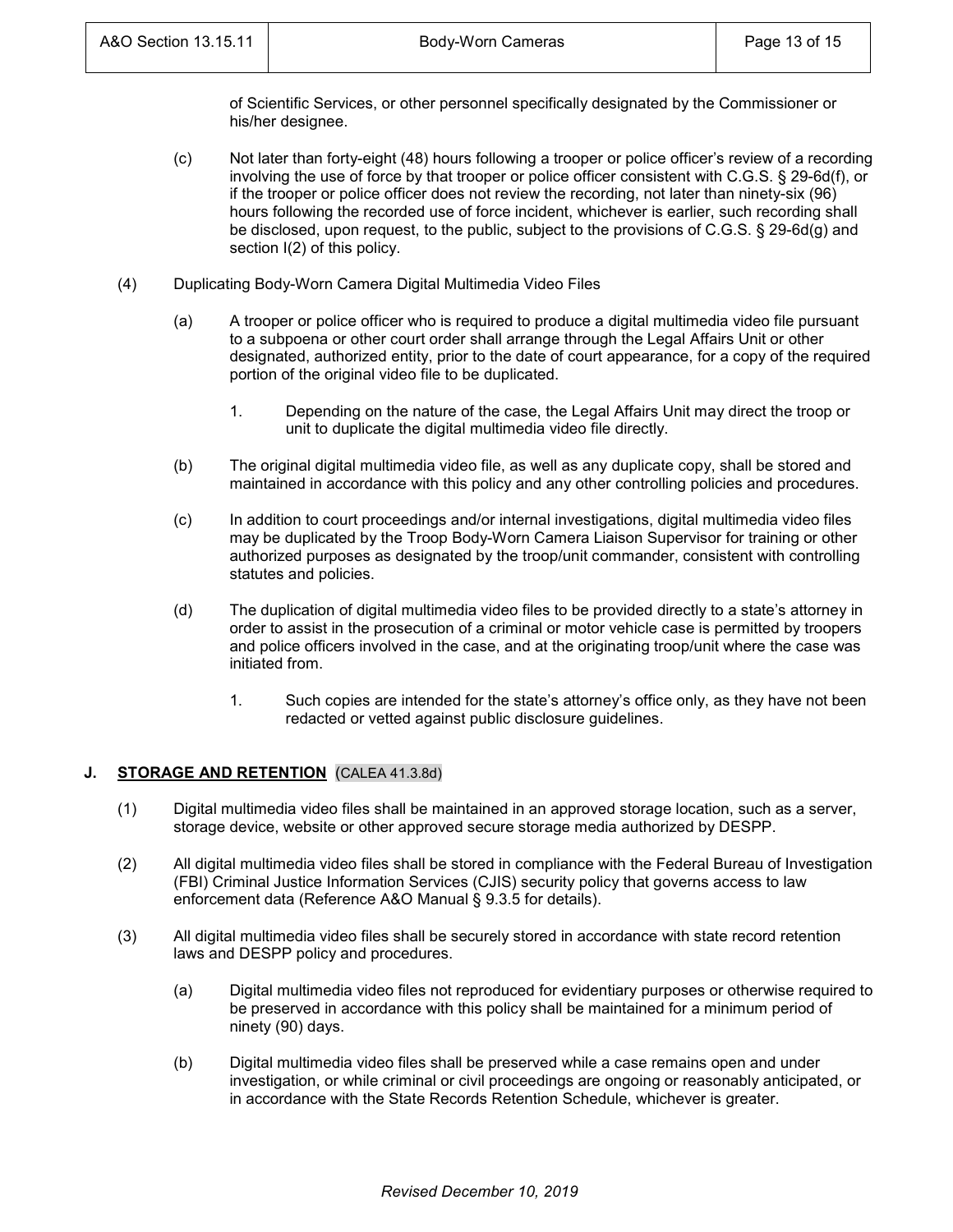of Scientific Services, or other personnel specifically designated by the Commissioner or his/her designee.

(c) Not later than forty-eight (48) hours following a trooper or police officer's review of a recording involving the use of force by that trooper or police officer consistent with C.G.S. § 29-6d(f), or if the trooper or police officer does not review the recording, not later than ninety-six (96) hours following the recorded use of force incident, whichever is earlier, such recording shall be disclosed, upon request, to the public, subject to the provisions of C.G.S. § 29-6d(g) and section I(2) of this policy.

(4) Duplicating Body-Worn Camera Digital Multimedia Video Files

(a) A trooper or police officer who is required to produce a digital multimedia video file pursuant to a subpoena or other court order shall arrange through the Legal Affairs Unit or other designated, authorized entity, prior to the date of court appearance, for a copy of the required portion of the original video file to be duplicated.

1. Depending on the nature of the case, the Legal Affairs Unit may direct the troop or unit to duplicate the digital multimedia video file directly.

(b) The original digital multimedia video file, as well as any duplicate copy, shall be stored and maintained in accordance with this policy and any other controlling policies and procedures.

(c) In addition to court proceedings and/or internal investigations, digital multimedia video files may be duplicated by the Troop Body-Worn Camera Liaison Supervisor for training or other authorized purposes as designated by the troop/unit commander, consistent with controlling statutes and policies.

(d) The duplication of digital multimedia video files to be provided directly to a state's attorney in order to assist in the prosecution of a criminal or motor vehicle case is permitted by troopers and police officers involved in the case, and at the originating troop/unit where the case was initiated from.

1. Such copies are intended for the state's attorney's office only, as they have not been redacted or vetted against public disclosure guidelines.

## J. STORAGE AND RETENTION (CALEA 41.3.8d)

(1) Digital multimedia video files shall be maintained in an approved storage location, such as a server, storage device, website or other approved secure storage media authorized by DESPP.

(2) All digital multimedia video files shall be stored in compliance with the Federal Bureau of Investigation (FBI) Criminal Justice Information Services (CJIS) security policy that governs access to law enforcement data (Reference A&O Manual § 9.3.5 for details).

(3) All digital multimedia video files shall be securely stored in accordance with state record retention laws and DESPP policy and procedures.

(a) Digital multimedia video files not reproduced for evidentiary purposes or otherwise required to be preserved in accordance with this policy shall be maintained for a minimum period of ninety (90) days.

(b) Digital multimedia video files shall be preserved while a case remains open and under investigation, or while criminal or civil proceedings are ongoing or reasonably anticipated, or in accordance with the State Records Retention Schedule, whichever is greater.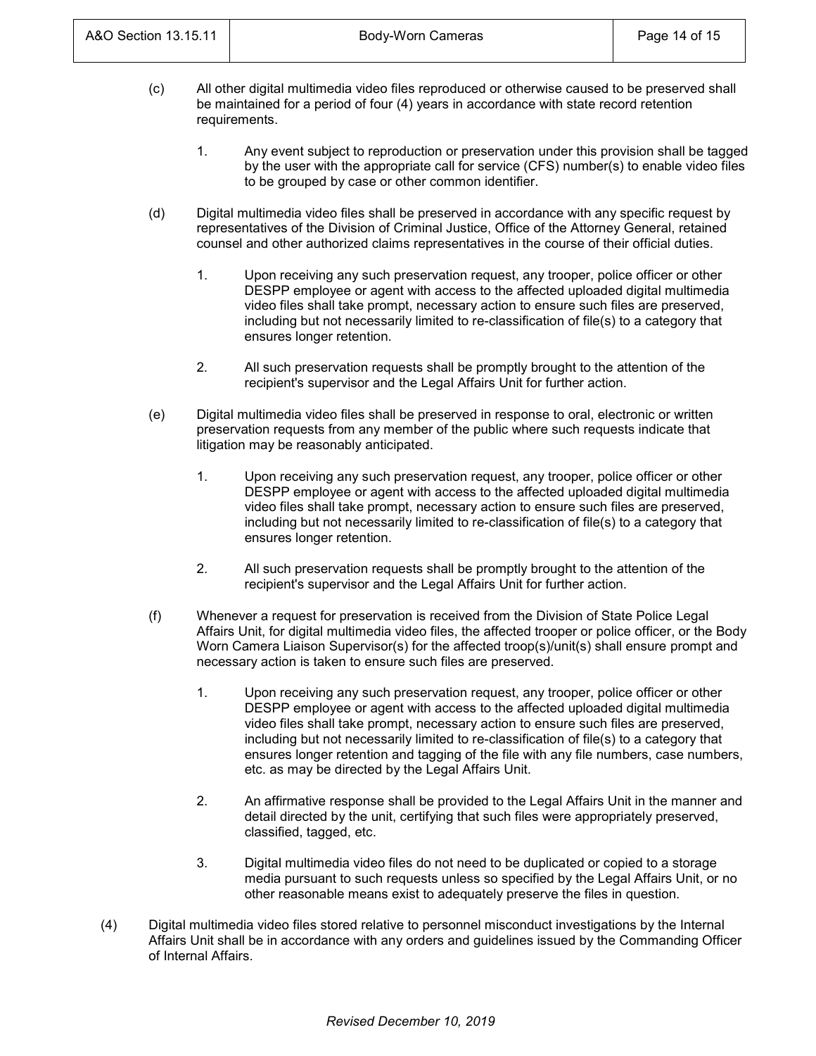(c) All other digital multimedia video files reproduced or otherwise caused to be preserved shall be maintained for a period of four (4) years in accordance with state record retention requirements.

1. Any event subject to reproduction or preservation under this provision shall be tagged by the user with the appropriate call for service (CFS) number(s) to enable video files to be grouped by case or other common identifier.

(d) Digital multimedia video files shall be preserved in accordance with any specific request by representatives of the Division of Criminal Justice, Office of the Attorney General, retained counsel and other authorized claims representatives in the course of their official duties.

1. Upon receiving any such preservation request, any trooper, police officer or other DESPP employee or agent with access to the affected uploaded digital multimedia video files shall take prompt, necessary action to ensure such files are preserved, including but not necessarily limited to re-classification of file(s) to a category that ensures longer retention.

2. All such preservation requests shall be promptly brought to the attention of the recipient's supervisor and the Legal Affairs Unit for further action.

(e) Digital multimedia video files shall be preserved in response to oral, electronic or written preservation requests from any member of the public where such requests indicate that litigation may be reasonably anticipated.

1. Upon receiving any such preservation request, any trooper, police officer or other DESPP employee or agent with access to the affected uploaded digital multimedia video files shall take prompt, necessary action to ensure such files are preserved, including but not necessarily limited to re-classification of file(s) to a category that ensures longer retention.

2. All such preservation requests shall be promptly brought to the attention of the recipient's supervisor and the Legal Affairs Unit for further action.

(f) Whenever a request for preservation is received from the Division of State Police Legal Affairs Unit, for digital multimedia video files, the affected trooper or police officer, or the Body Worn Camera Liaison Supervisor(s) for the affected troop(s)/unit(s) shall ensure prompt and necessary action is taken to ensure such files are preserved.

1. Upon receiving any such preservation request, any trooper, police officer or other DESPP employee or agent with access to the affected uploaded digital multimedia video files shall take prompt, necessary action to ensure such files are preserved, including but not necessarily limited to re-classification of file(s) to a category that ensures longer retention and tagging of the file with any file numbers, case numbers, etc. as may be directed by the Legal Affairs Unit.

2. An affirmative response shall be provided to the Legal Affairs Unit in the manner and detail directed by the unit, certifying that such files were appropriately preserved, classified, tagged, etc.

3. Digital multimedia video files do not need to be duplicated or copied to a storage media pursuant to such requests unless so specified by the Legal Affairs Unit, or no other reasonable means exist to adequately preserve the files in question.

(4) Digital multimedia video files stored relative to personnel misconduct investigations by the Internal Affairs Unit shall be in accordance with any orders and guidelines issued by the Commanding Officer of Internal Affairs.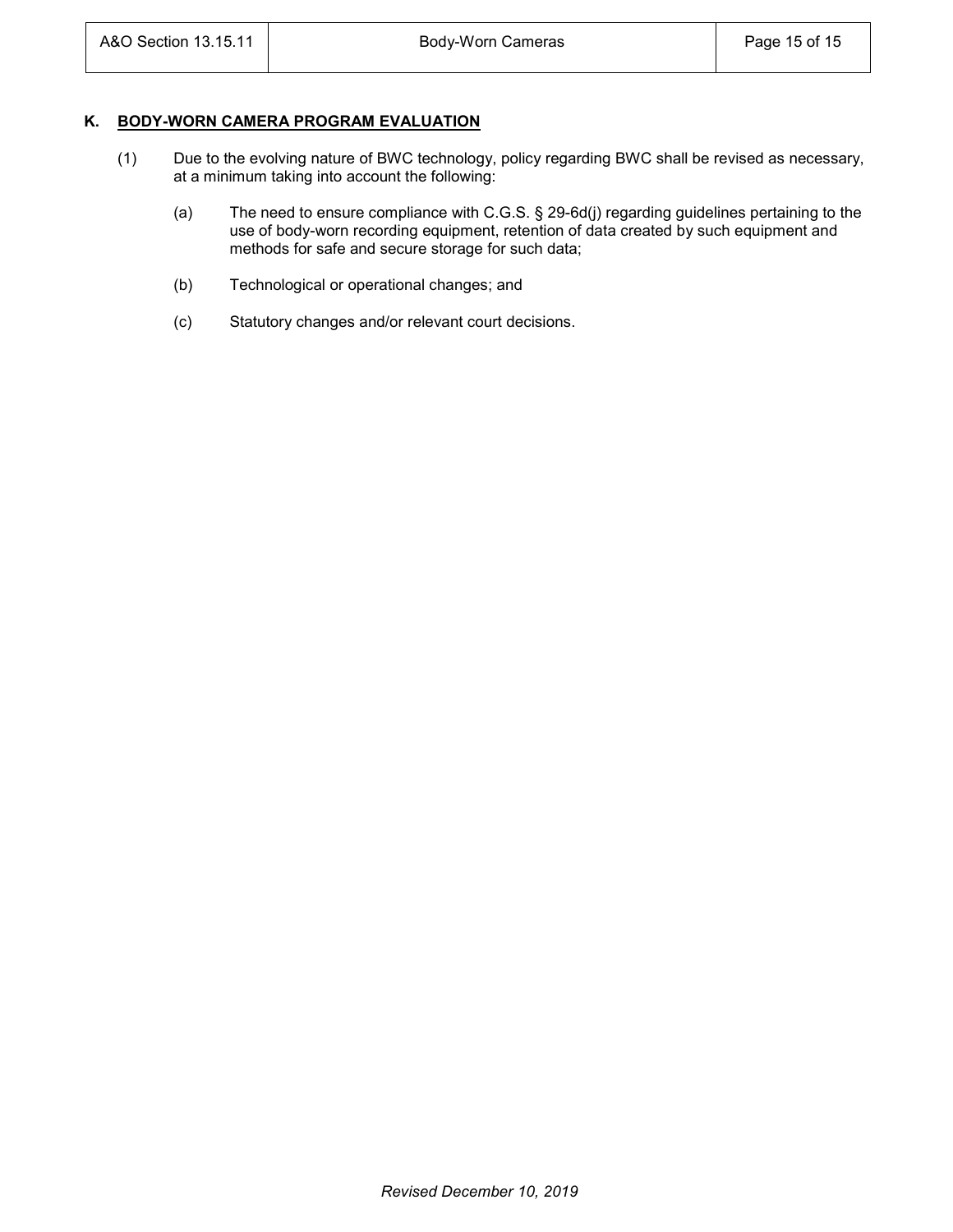## K. BODY-WORN CAMERA PROGRAM EVALUATION

(1) Due to the evolving nature of BWC technology, policy regarding BWC shall be revised as necessary, at a minimum taking into account the following:

(a) The need to ensure compliance with C.G.S. § 29-6d(j) regarding guidelines pertaining to the use of body-worn recording equipment, retention of data created by such equipment and methods for safe and secure storage for such data;

(b) Technological or operational changes; and

(c) Statutory changes and/or relevant court decisions.

*Revised December 10, 2019*